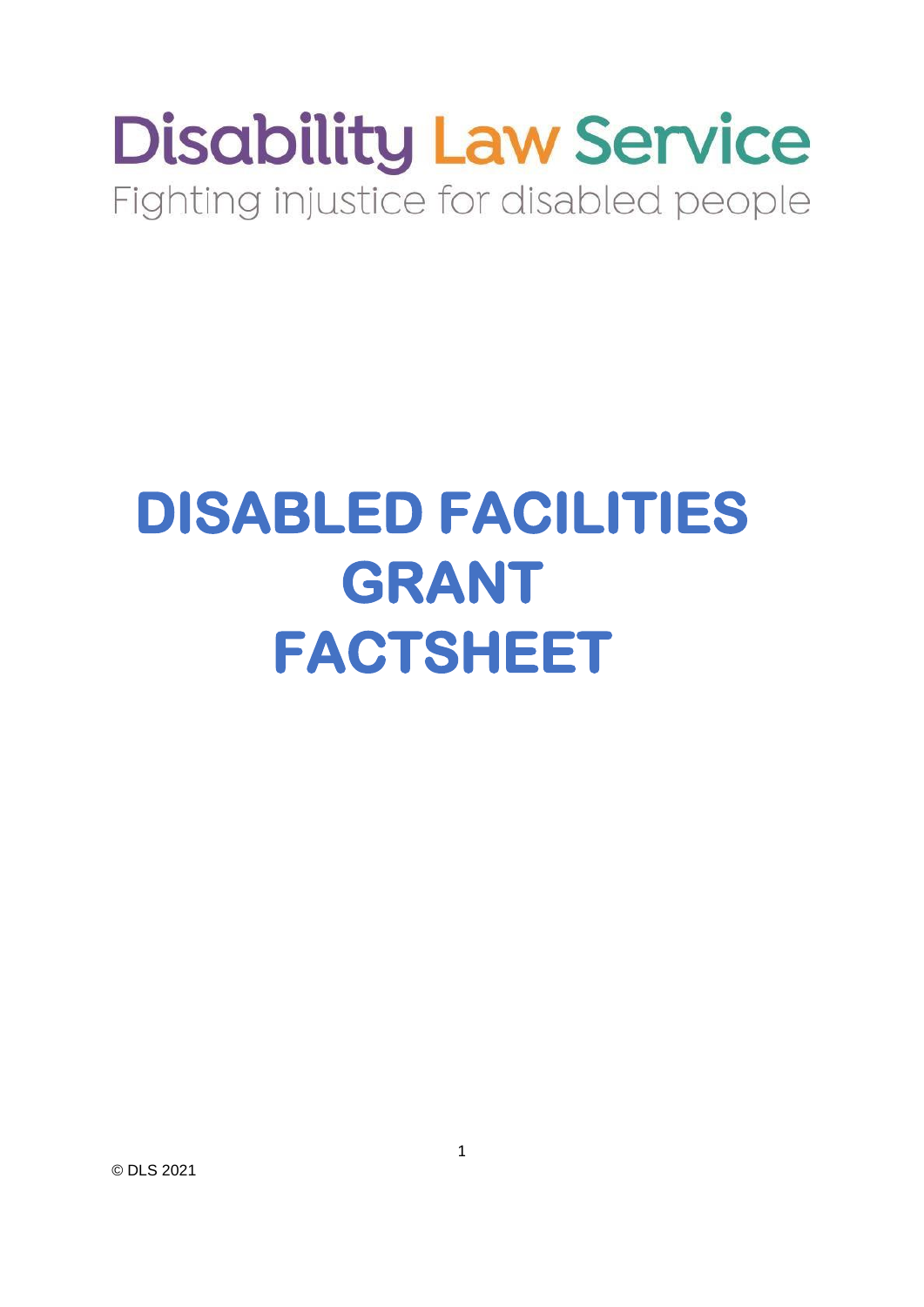# Disability Law Service

Fighting injustice for disabled people

# DISABLED FACILITIES GRANT FACTSHEET

© DLS 2021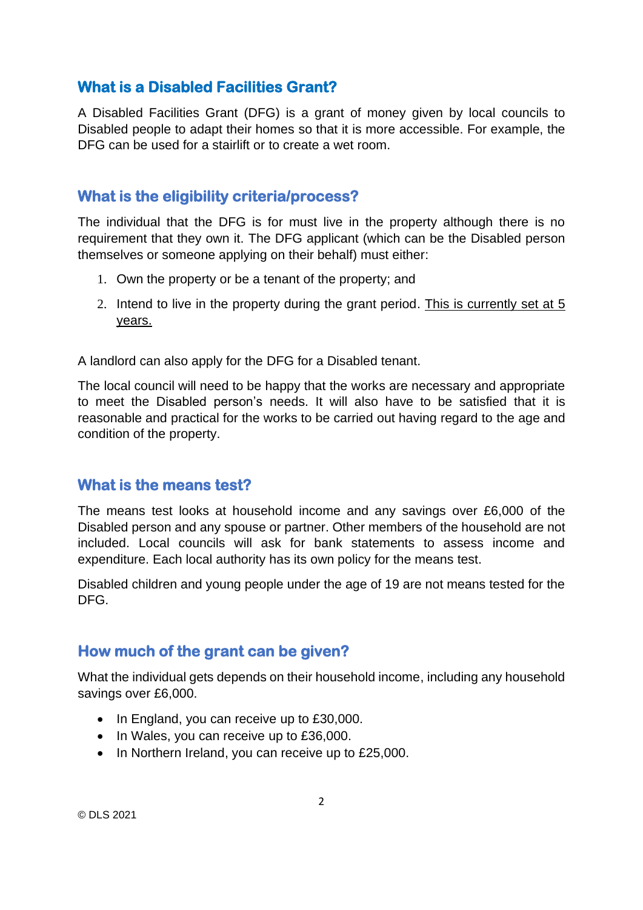## What is a Disabled Facilities Grant?

A Disabled Facilities Grant (DFG) is a grant of money given by local councils to Disabled people to adapt their homes so that it is more accessible. For example, the DFG can be used for a stairlift or to create a wet room.

## What is the eligibility criteria/process?

The individual that the DFG is for must live in the property although there is no requirement that they own it. The DFG applicant (which can be the Disabled person themselves or someone applying on their behalf) must either:

1. Own the property or be a tenant of the property; and
2. Intend to live in the property during the grant period. <u>This is currently set at 5 years.</u>

A landlord can also apply for the DFG for a Disabled tenant.

The local council will need to be happy that the works are necessary and appropriate to meet the Disabled person's needs. It will also have to be satisfied that it is reasonable and practical for the works to be carried out having regard to the age and condition of the property.

## What is the means test?

The means test looks at household income and any savings over £6,000 of the Disabled person and any spouse or partner. Other members of the household are not included. Local councils will ask for bank statements to assess income and expenditure. Each local authority has its own policy for the means test.

Disabled children and young people under the age of 19 are not means tested for the DFG.

## How much of the grant can be given?

What the individual gets depends on their household income, including any household savings over £6,000.

- In England, you can receive up to £30,000.
- In Wales, you can receive up to £36,000.
- In Northern Ireland, you can receive up to £25,000.

© DLS 2021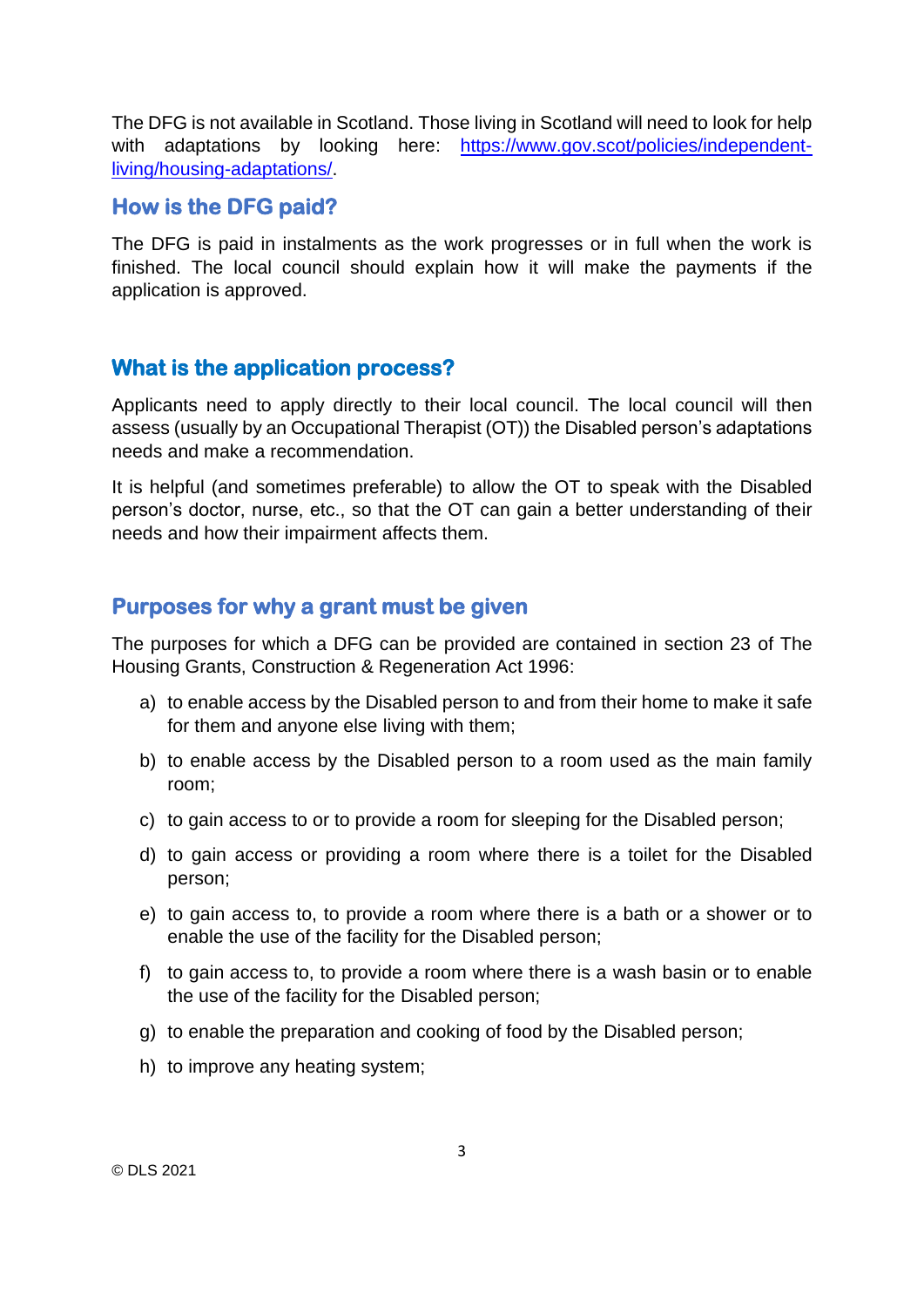The DFG is not available in Scotland. Those living in Scotland will need to look for help with adaptations by looking here: [https://www.gov.scot/policies/independent-living/housing-adaptations/](https://www.gov.scot/policies/independent-living/housing-adaptations/).

## How is the DFG paid?

The DFG is paid in instalments as the work progresses or in full when the work is finished. The local council should explain how it will make the payments if the application is approved.

## What is the application process?

Applicants need to apply directly to their local council. The local council will then assess (usually by an Occupational Therapist (OT)) the Disabled person's adaptations needs and make a recommendation.

It is helpful (and sometimes preferable) to allow the OT to speak with the Disabled person's doctor, nurse, etc., so that the OT can gain a better understanding of their needs and how their impairment affects them.

## Purposes for why a grant must be given

The purposes for which a DFG can be provided are contained in section 23 of The Housing Grants, Construction & Regeneration Act 1996:

a) to enable access by the Disabled person to and from their home to make it safe for them and anyone else living with them;

b) to enable access by the Disabled person to a room used as the main family room;

c) to gain access to or to provide a room for sleeping for the Disabled person;

d) to gain access or providing a room where there is a toilet for the Disabled person;

e) to gain access to, to provide a room where there is a bath or a shower or to enable the use of the facility for the Disabled person;

f) to gain access to, to provide a room where there is a wash basin or to enable the use of the facility for the Disabled person;

g) to enable the preparation and cooking of food by the Disabled person;

h) to improve any heating system;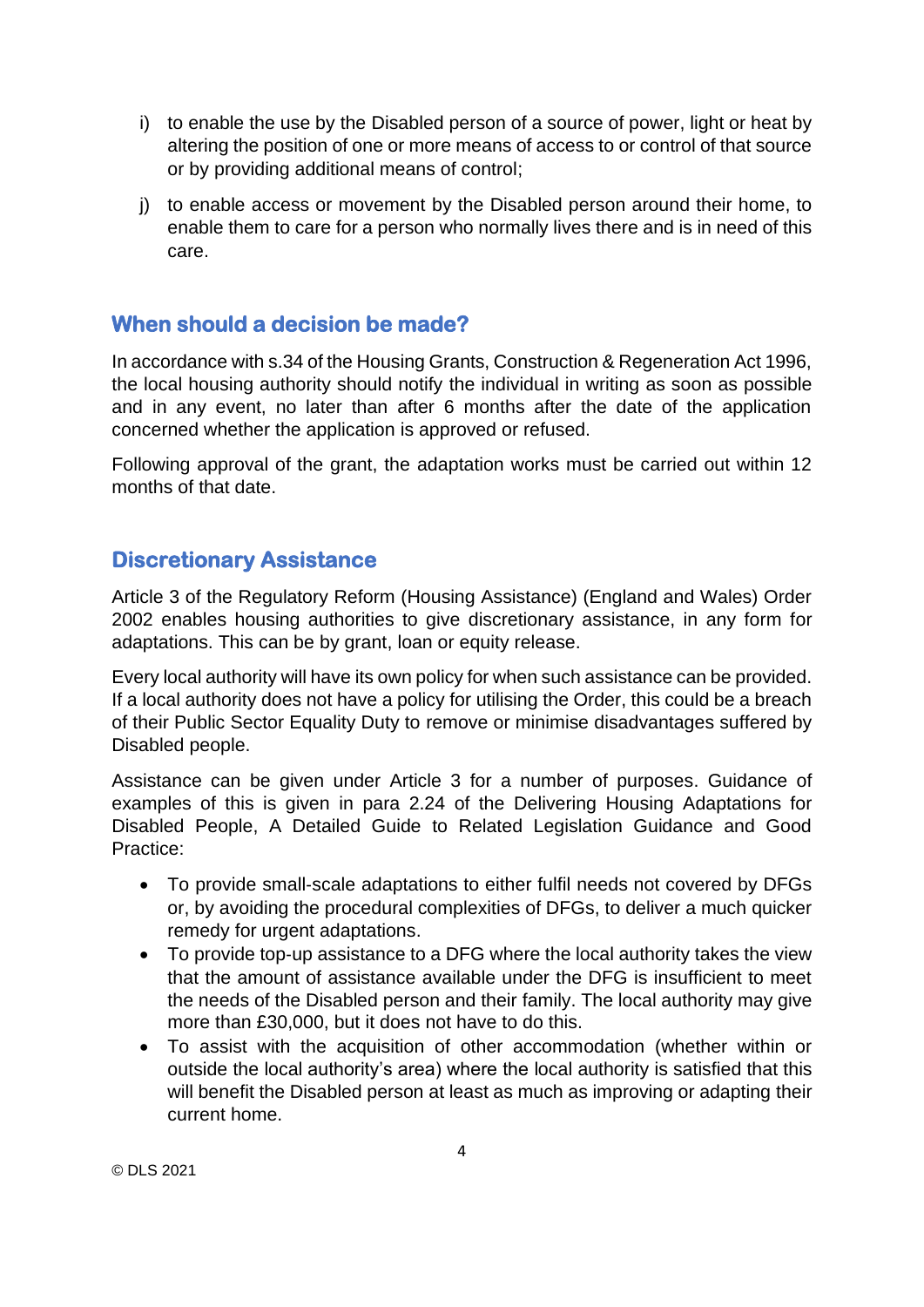i) to enable the use by the Disabled person of a source of power, light or heat by altering the position of one or more means of access to or control of that source or by providing additional means of control;

j) to enable access or movement by the Disabled person around their home, to enable them to care for a person who normally lives there and is in need of this care.

## When should a decision be made?

In accordance with s.34 of the Housing Grants, Construction & Regeneration Act 1996, the local housing authority should notify the individual in writing as soon as possible and in any event, no later than after 6 months after the date of the application concerned whether the application is approved or refused.

Following approval of the grant, the adaptation works must be carried out within 12 months of that date.

## Discretionary Assistance

Article 3 of the Regulatory Reform (Housing Assistance) (England and Wales) Order 2002 enables housing authorities to give discretionary assistance, in any form for adaptations. This can be by grant, loan or equity release.

Every local authority will have its own policy for when such assistance can be provided. If a local authority does not have a policy for utilising the Order, this could be a breach of their Public Sector Equality Duty to remove or minimise disadvantages suffered by Disabled people.

Assistance can be given under Article 3 for a number of purposes. Guidance of examples of this is given in para 2.24 of the Delivering Housing Adaptations for Disabled People, A Detailed Guide to Related Legislation Guidance and Good Practice:

- To provide small-scale adaptations to either fulfil needs not covered by DFGs or, by avoiding the procedural complexities of DFGs, to deliver a much quicker remedy for urgent adaptations.
- To provide top-up assistance to a DFG where the local authority takes the view that the amount of assistance available under the DFG is insufficient to meet the needs of the Disabled person and their family. The local authority may give more than £30,000, but it does not have to do this.
- To assist with the acquisition of other accommodation (whether within or outside the local authority's area) where the local authority is satisfied that this will benefit the Disabled person at least as much as improving or adapting their current home.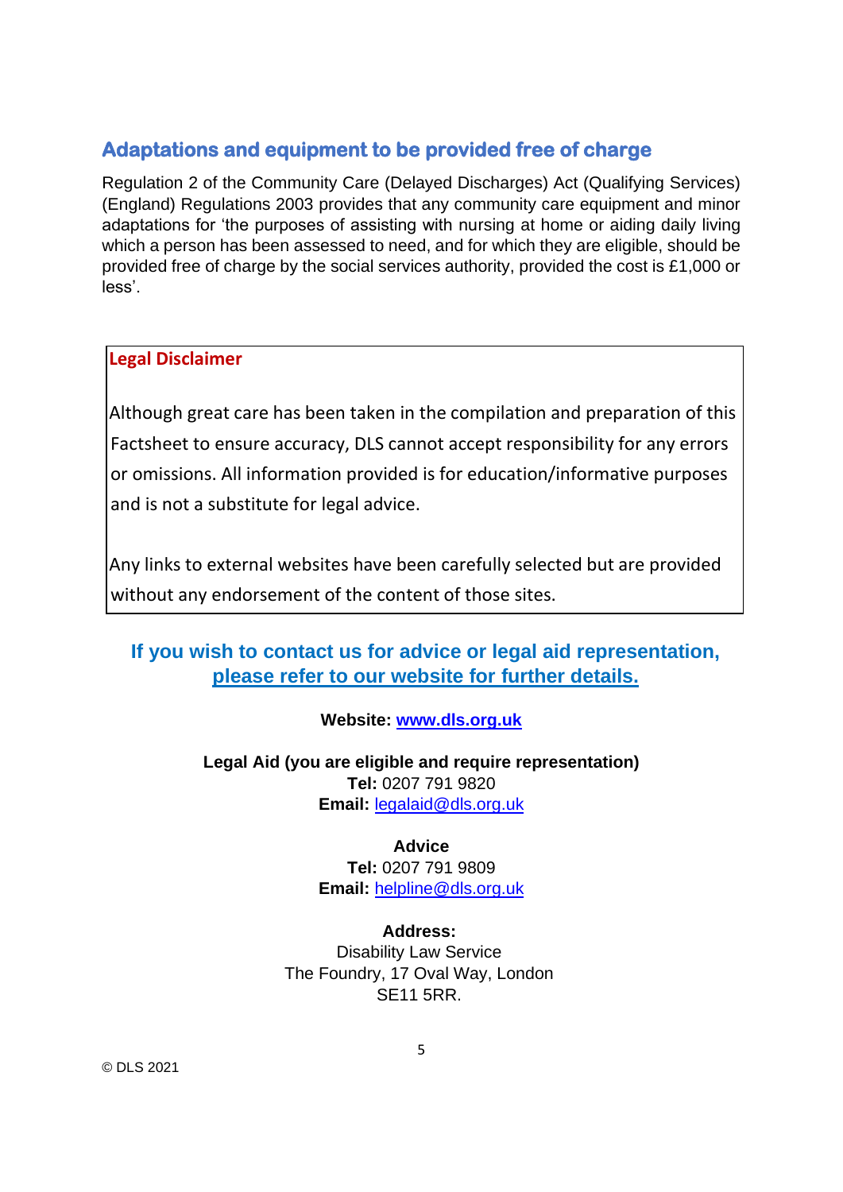## Adaptations and equipment to be provided free of charge

Regulation 2 of the Community Care (Delayed Discharges) Act (Qualifying Services) (England) Regulations 2003 provides that any community care equipment and minor adaptations for 'the purposes of assisting with nursing at home or aiding daily living which a person has been assessed to need, and for which they are eligible, should be provided free of charge by the social services authority, provided the cost is £1,000 or less'.

> **Legal Disclaimer**
>
> Although great care has been taken in the compilation and preparation of this Factsheet to ensure accuracy, DLS cannot accept responsibility for any errors or omissions. All information provided is for education/informative purposes and is not a substitute for legal advice.
>
> Any links to external websites have been carefully selected but are provided without any endorsement of the content of those sites.

**If you wish to contact us for advice or legal aid representation, please refer to our website for further details.**

**Website:** www.dls.org.uk

**Legal Aid (you are eligible and require representation)**
**Tel:** 0207 791 9820
**Email:** legalaid@dls.org.uk

**Advice**
**Tel:** 0207 791 9809
**Email:** helpline@dls.org.uk

**Address:**
Disability Law Service
The Foundry, 17 Oval Way, London
SE11 5RR.

© DLS 2021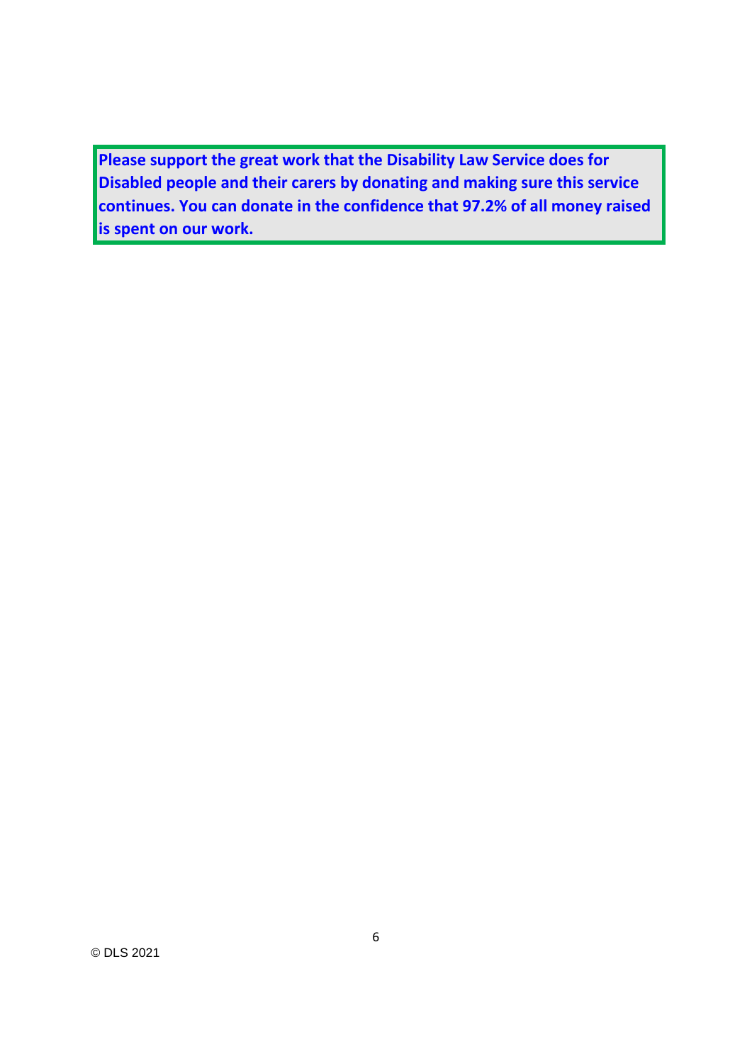**Please support the great work that the Disability Law Service does for Disabled people and their carers by donating and making sure this service continues. You can donate in the confidence that 97.2% of all money raised is spent on our work.**

© DLS 2021